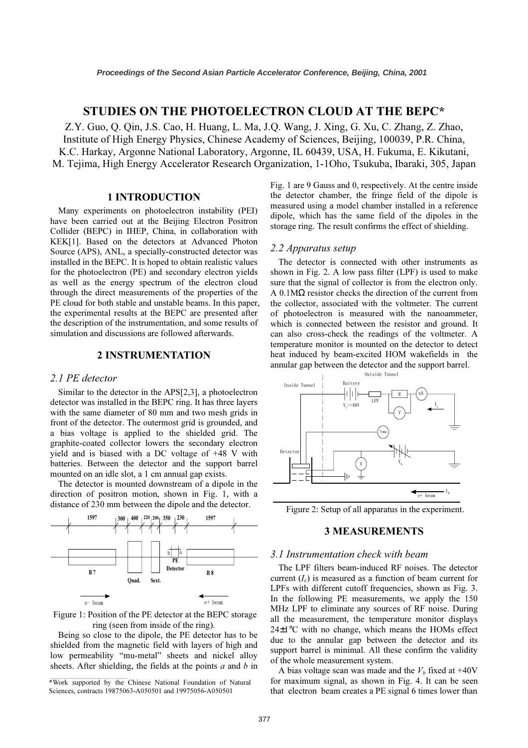# STUDIES ON THE PHOTOELECTRON CLOUD AT THE BEPC*

Z.Y. Guo, Q. Qin, J.S. Cao, H. Huang, L. Ma, J.Q. Wang, J. Xing, G. Xu, C. Zhang, Z. Zhao, Institute of High Energy Physics, Chinese Academy of Sciences, Beijing, 100039, P.R. China, K.C. Harkay, Argonne National Laboratory, Argonne, IL 60439, USA, H. Fukuma, E. Kikutani, M. Tejima, High Energy Accelerator Research Organization, 1-1Oho, Tsukuba, Ibaraki, 305, Japan

## 1 INTRODUCTION

Many experiments on photoelectron instability (PEI) have been carried out at the Beijing Electron Positron Collider (BEPC) in IHEP, China, in collaboration with KEK[1]. Based on the detectors at Advanced Photon Source (APS), ANL, a specially-constructed detector was installed in the BEPC. It is hoped to obtain realistic values for the photoelectron (PE) and secondary electron yields as well as the energy spectrum of the electron cloud through the direct measurements of the properties of the PE cloud for both stable and unstable beams. In this paper, the experimental results at the BEPC are presented after the description of the instrumentation, and some results of simulation and discussions are followed afterwards.

## 2 INSTRUMENTATION

### 2.1 PE detector

Similar to the detector in the APS[2,3], a photoelectron detector was installed in the BEPC ring. It has three layers with the same diameter of 80 mm and two mesh grids in front of the detector. The outermost grid is grounded, and a bias voltage is applied to the shielded grid. The graphite-coated collector lowers the secondary electron yield and is biased with a DC voltage of +48 V with batteries. Between the detector and the support barrel mounted on an idle slot, a 1 cm annual gap exists.

The detector is mounted downstream of a dipole in the direction of positron motion, shown in Fig. 1, with a distance of 230 mm between the dipole and the detector.

Figure 1: Position of the PE detector at the BEPC storage ring (seen from inside of the ring).

Being so close to the dipole, the PE detector has to be shielded from the magnetic field with layers of high and low permeability "mu-metal" sheets and nickel alloy sheets. After shielding, the fields at the points *a* and *b* in Fig. 1 are 9 Gauss and 0, respectively. At the centre inside the detector chamber, the fringe field of the dipole is measured using a model chamber installed in a reference dipole, which has the same field of the dipoles in the storage ring. The result confirms the effect of shielding.

### 2.2 Apparatus setup

The detector is connected with other instruments as shown in Fig. 2. A low pass filter (LPF) is used to make sure that the signal of collector is from the electron only. A 0.1MΩ resistor checks the direction of the current from the collector, associated with the voltmeter. The current of photoelectron is measured with the nanoammeter, which is connected between the resistor and ground. It can also cross-check the readings of the voltmeter. A temperature monitor is mounted on the detector to detect heat induced by beam-excited HOM wakefields in the annular gap between the detector and the support barrel.

Figure 2: Setup of all apparatus in the experiment.

## 3 MEASUREMENTS

### 3.1 Instrumentation check with beam

The LPF filters beam-induced RF noises. The detector current ($I_c$) is measured as a function of beam current for LPFs with different cutoff frequencies, shown as Fig. 3. In the following PE measurements, we apply the 150 MHz LPF to eliminate any sources of RF noise. During all the measurement, the temperature monitor displays 24±1°C with no change, which means the HOMs effect due to the annular gap between the detector and its support barrel is minimal. All these confirm the validity of the whole measurement system.

A bias voltage scan was made and the $V_b$ fixed at +40V for maximum signal, as shown in Fig. 4. It can be seen that electron beam creates a PE signal 6 times lower than

*Work supported by the Chinese National Foundation of Natural Sciences, contracts 19875063-A050501 and 19975056-A050501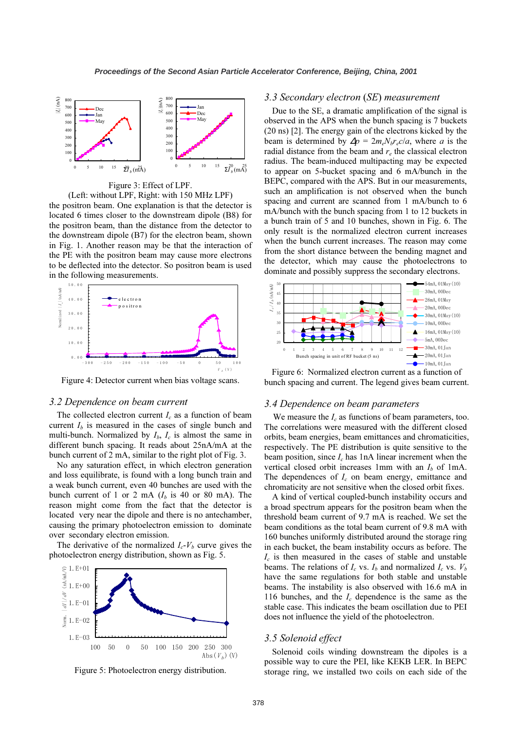Figure 3: Effect of LPF.
(Left: without LPF, Right: with 150 MHz LPF)

the positron beam. One explanation is that the detector is located 6 times closer to the downstream dipole (B8) for the positron beam, than the distance from the detector to the downstream dipole (B7) for the electron beam, shown in Fig. 1. Another reason may be that the interaction of the PE with the positron beam may cause more electrons to be deflected into the detector. So positron beam is used in the following measurements.

Figure 4: Detector current when bias voltage scans.

### 3.2 Dependence on beam current

The collected electron current $I_c$ as a function of beam current $I_b$ is measured in the cases of single bunch and multi-bunch. Normalized by $I_b$, $I_c$ is almost the same in different bunch spacing. It reads about 25nA/mA at the bunch current of 2 mA, similar to the right plot of Fig. 3.

No any saturation effect, in which electron generation and loss equilibrate, is found with a long bunch train and a weak bunch current, even 40 bunches are used with the bunch current of 1 or 2 mA ($I_b$ is 40 or 80 mA). The reason might come from the fact that the detector is located very near the dipole and there is no antechamber, causing the primary photoelectron emission to dominate over secondary electron emission.

The derivative of the normalized $I_c$-$V_b$ curve gives the photoelectron energy distribution, shown as Fig. 5.

Figure 5: Photoelectron energy distribution.

### 3.3 Secondary electron (SE) measurement

Due to the SE, a dramatic amplification of the signal is observed in the APS when the bunch spacing is 7 buckets (20 ns) [2]. The energy gain of the electrons kicked by the beam is determined by $\Delta p = 2m_e N_b r_e c/a$, where $a$ is the radial distance from the beam and $r_e$ the classical electron radius. The beam-induced multipacting may be expected to appear on 5-bucket spacing and 6 mA/bunch in the BEPC, compared with the APS. But in our measurements, such an amplification is not observed when the bunch spacing and current are scanned from 1 mA/bunch to 6 mA/bunch with the bunch spacing from 1 to 12 buckets in a bunch train of 5 and 10 bunches, shown in Fig. 6. The only result is the normalized electron current increases when the bunch current increases. The reason may come from the short distance between the bending magnet and the detector, which may cause the photoelectrons to dominate and possibly suppress the secondary electrons.

Figure 6: Normalized electron current as a function of bunch spacing and current. The legend gives beam current.

### 3.4 Dependence on beam parameters

We measure the $I_c$ as functions of beam parameters, too. The correlations were measured with the different closed orbits, beam energies, beam emittances and chromaticities, respectively. The PE distribution is quite sensitive to the beam position, since $I_c$ has 1nA linear increment when the vertical closed orbit increases 1mm with an $I_b$ of 1mA. The dependences of $I_c$ on beam energy, emittance and chromaticity are not sensitive when the closed orbit fixes.

A kind of vertical coupled-bunch instability occurs and a broad spectrum appears for the positron beam when the threshold beam current of 9.7 mA is reached. We set the beam conditions as the total beam current of 9.8 mA with 160 bunches uniformly distributed around the storage ring in each bucket, the beam instability occurs as before. The $I_c$ is then measured in the cases of stable and unstable beams. The relations of $I_c$ vs. $I_b$ and normalized $I_c$ vs. $V_b$ have the same regulations for both stable and unstable beams. The instability is also observed with 16.6 mA in 116 bunches, and the $I_c$ dependence is the same as the stable case. This indicates the beam oscillation due to PEI does not influence the yield of the photoelectron.

### 3.5 Solenoid effect

Solenoid coils winding downstream the dipoles is a possible way to cure the PEI, like KEKB LER. In BEPC storage ring, we installed two coils on each side of the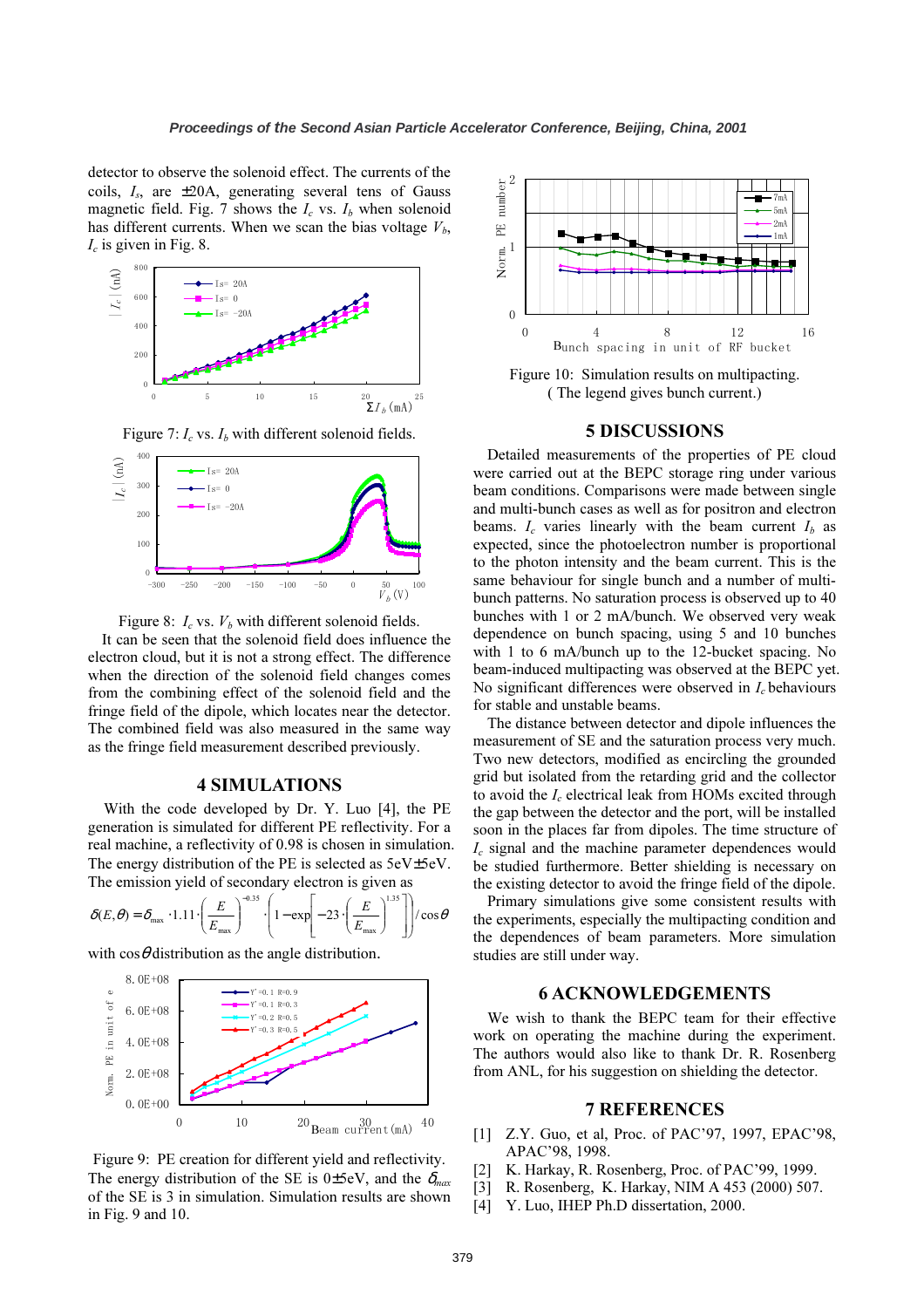detector to observe the solenoid effect. The currents of the coils, $I_s$, are ±20A, generating several tens of Gauss magnetic field. Fig. 7 shows the $I_c$ vs. $I_b$ when solenoid has different currents. When we scan the bias voltage $V_b$, $I_c$ is given in Fig. 8.

| Ic | (nA)
800
600
400
200
0
0 5 10 15 20 25
ΣI_b (mA)
Is= 20A
Is= 0
Is= -20A

Figure 7: $I_c$ vs. $I_b$ with different solenoid fields.

| Ic | (nA)
400
300
200
100
0
-300 -250 -200 -150 -100 -50 0 50 100
V_b (V)
Is= 20A
Is= 0
Is= -20A

Figure 8: $I_c$ vs. $V_b$ with different solenoid fields.

It can be seen that the solenoid field does influence the electron cloud, but it is not a strong effect. The difference when the direction of the solenoid field changes comes from the combining effect of the solenoid field and the fringe field of the dipole, which locates near the detector. The combined field was also measured in the same way as the fringe field measurement described previously.

## 4 SIMULATIONS

With the code developed by Dr. Y. Luo [4], the PE generation is simulated for different PE reflectivity. For a real machine, a reflectivity of 0.98 is chosen in simulation. The energy distribution of the PE is selected as 5eV±5eV. The emission yield of secondary electron is given as

$$\delta(E,\theta)=\delta_{\max}\cdot 1.11\cdot\left(\frac{E}{E_{\max}}\right)^{-0.35}\cdot\left(1-\exp\left[-23\cdot\left(\frac{E}{E_{\max}}\right)^{1.35}\right]\right)/\cos\theta$$

with $\cos\theta$ distribution as the angle distribution.

Norm. PE in unit of e
8.0E+08
6.0E+08
4.0E+08
2.0E+08
0.0E+00
0 10 20 30 40
Beam current (mA)
Y'=0.1 R=0.9
Y'=0.1 R=0.3
Y'=0.2 R=0.5
Y'=0.3 R=0.5

Figure 9: PE creation for different yield and reflectivity.

The energy distribution of the SE is 0±5eV, and the $\delta_{max}$ of the SE is 3 in simulation. Simulation results are shown in Fig. 9 and 10.

Norm. PE number
2
1
0
0 4 8 12 16
Bunch spacing in unit of RF bucket
7mA
5mA
2mA
1mA

Figure 10: Simulation results on multipacting. (The legend gives bunch current.)

## 5 DISCUSSIONS

Detailed measurements of the properties of PE cloud were carried out at the BEPC storage ring under various beam conditions. Comparisons were made between single and multi-bunch cases as well as for positron and electron beams. $I_c$ varies linearly with the beam current $I_b$ as expected, since the photoelectron number is proportional to the photon intensity and the beam current. This is the same behaviour for single bunch and a number of multi-bunch patterns. No saturation process is observed up to 40 bunches with 1 or 2 mA/bunch. We observed very weak dependence on bunch spacing, using 5 and 10 bunches with 1 to 6 mA/bunch up to the 12-bucket spacing. No beam-induced multipacting was observed at the BEPC yet. No significant differences were observed in $I_c$ behaviours for stable and unstable beams.

The distance between detector and dipole influences the measurement of SE and the saturation process very much. Two new detectors, modified as encircling the grounded grid but isolated from the retarding grid and the collector to avoid the $I_c$ electrical leak from HOMs excited through the gap between the detector and the port, will be installed soon in the places far from dipoles. The time structure of $I_c$ signal and the machine parameter dependences would be studied furthermore. Better shielding is necessary on the existing detector to avoid the fringe field of the dipole.

Primary simulations give some consistent results with the experiments, especially the multipacting condition and the dependences of beam parameters. More simulation studies are still under way.

## 6 ACKNOWLEDGEMENTS

We wish to thank the BEPC team for their effective work on operating the machine during the experiment. The authors would also like to thank Dr. R. Rosenberg from ANL, for his suggestion on shielding the detector.

## 7 REFERENCES

[1] Z.Y. Guo, et al, Proc. of PAC'97, 1997, EPAC'98, APAC'98, 1998.
[2] K. Harkay, R. Rosenberg, Proc. of PAC'99, 1999.
[3] R. Rosenberg, K. Harkay, NIM A 453 (2000) 507.
[4] Y. Luo, IHEP Ph.D dissertation, 2000.